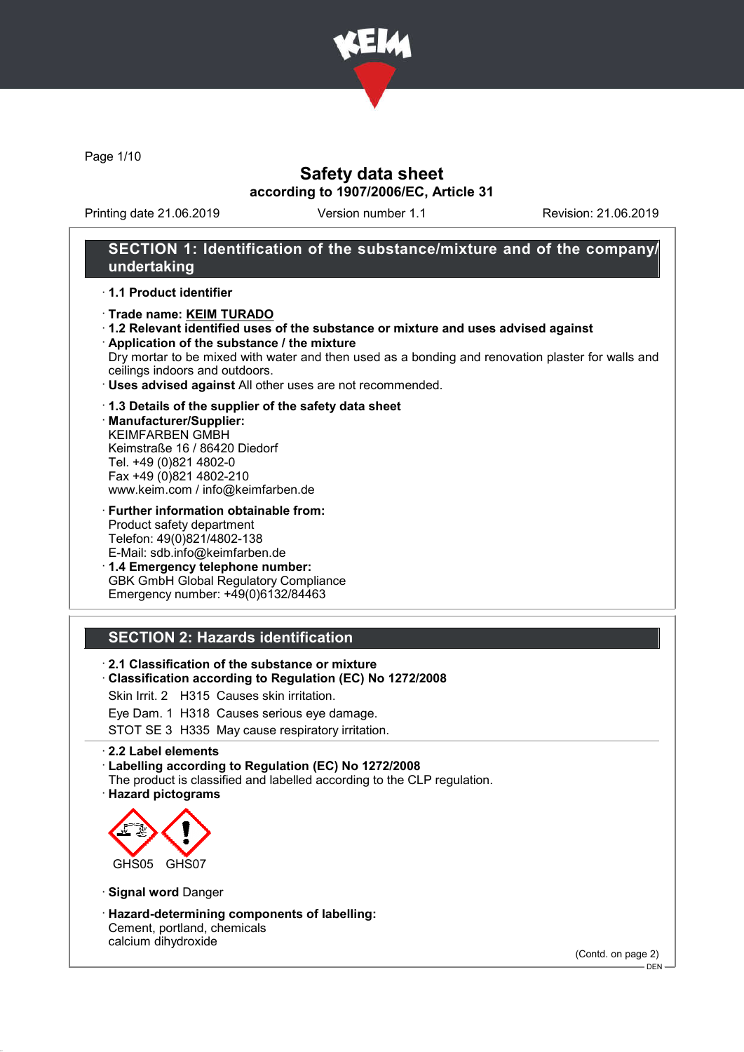# Safety data sheet

**according to 1907/2006/EC, Article 31**

Printing date 21.06.2019 Version number 1.1 Revision: 21.06.2019

## SECTION 1: Identification of the substance/mixture and of the company/undertaking

- **1.1 Product identifier**
- **Trade name: KEIM TURADO**
- **1.2 Relevant identified uses of the substance or mixture and uses advised against**
- **Application of the substance / the mixture**
  Dry mortar to be mixed with water and then used as a bonding and renovation plaster for walls and ceilings indoors and outdoors.
- **Uses advised against** All other uses are not recommended.

- **1.3 Details of the supplier of the safety data sheet**
- **Manufacturer/Supplier:**
  KEIMFARBEN GMBH
  Keimstraße 16 / 86420 Diedorf
  Tel. +49 (0)821 4802-0
  Fax +49 (0)821 4802-210
  www.keim.com / info@keimfarben.de

- **Further information obtainable from:**
  Product safety department
  Telefon: 49(0)821/4802-138
  E-Mail: sdb.info@keimfarben.de
- **1.4 Emergency telephone number:**
  GBK GmbH Global Regulatory Compliance
  Emergency number: +49(0)6132/84463

## SECTION 2: Hazards identification

- **2.1 Classification of the substance or mixture**
- **Classification according to Regulation (EC) No 1272/2008**

Skin Irrit. 2 H315 Causes skin irritation.

Eye Dam. 1 H318 Causes serious eye damage.

STOT SE 3 H335 May cause respiratory irritation.

- **2.2 Label elements**
- **Labelling according to Regulation (EC) No 1272/2008**
  The product is classified and labelled according to the CLP regulation.
- **Hazard pictograms**

GHS05 GHS07

- **Signal word** Danger

- **Hazard-determining components of labelling:**
  Cement, portland, chemicals
  calcium dihydroxide

(Contd. on page 2)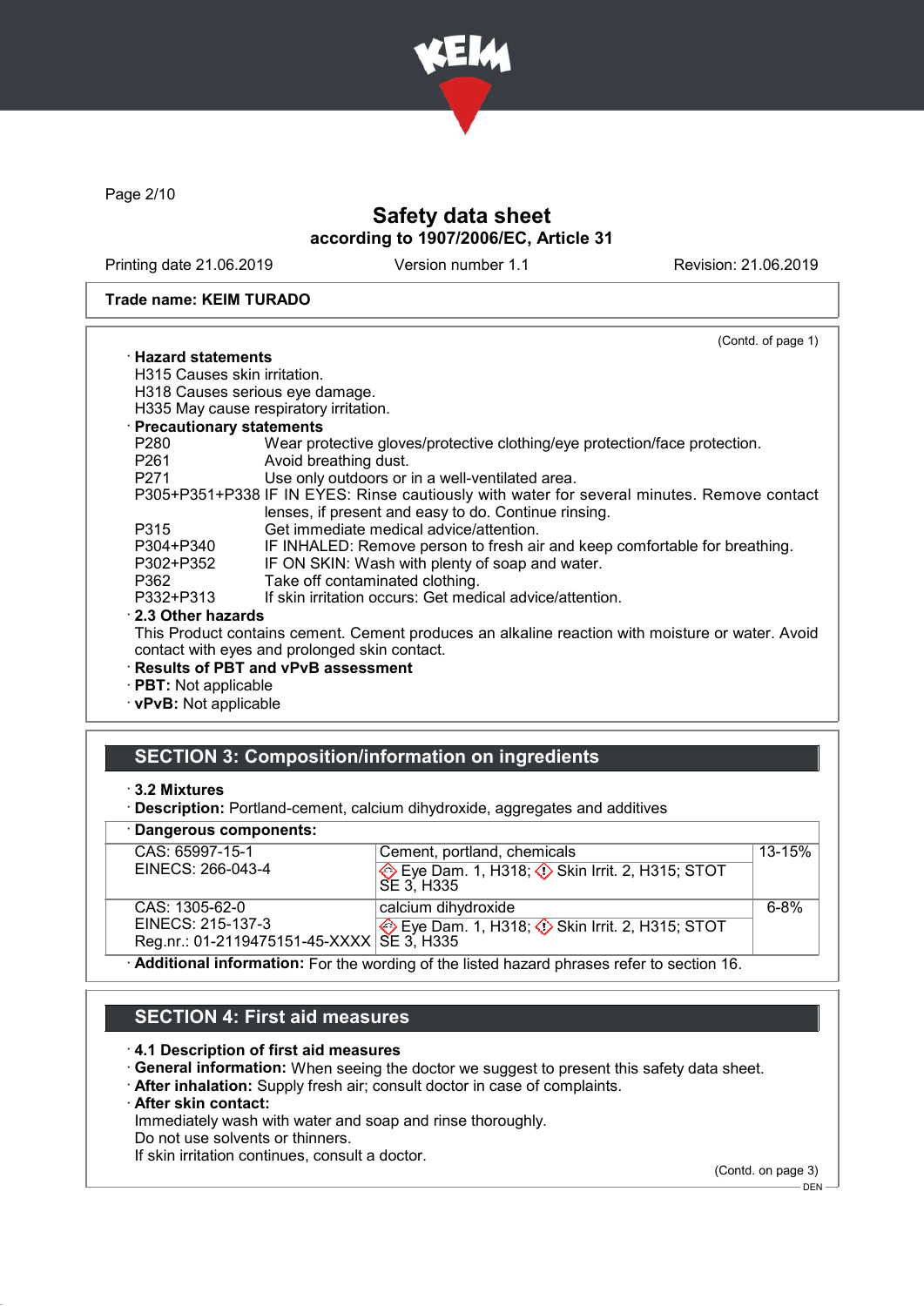Trade name: KEIM TURADO

(Contd. of page 1)

· **Hazard statements**

H315 Causes skin irritation.
H318 Causes serious eye damage.
H335 May cause respiratory irritation.

· **Precautionary statements**

| | |
|---|---|
| P280 | Wear protective gloves/protective clothing/eye protection/face protection. |
| P261 | Avoid breathing dust. |
| P271 | Use only outdoors or in a well-ventilated area. |
| P305+P351+P338 | IF IN EYES: Rinse cautiously with water for several minutes. Remove contact lenses, if present and easy to do. Continue rinsing. |
| P315 | Get immediate medical advice/attention. |
| P304+P340 | IF INHALED: Remove person to fresh air and keep comfortable for breathing. |
| P302+P352 | IF ON SKIN: Wash with plenty of soap and water. |
| P362 | Take off contaminated clothing. |
| P332+P313 | If skin irritation occurs: Get medical advice/attention. |

· **2.3 Other hazards**

This Product contains cement. Cement produces an alkaline reaction with moisture or water. Avoid contact with eyes and prolonged skin contact.

· **Results of PBT and vPvB assessment**
· **PBT:** Not applicable
· **vPvB:** Not applicable

## SECTION 3: Composition/information on ingredients

· **3.2 Mixtures**
· **Description:** Portland-cement, calcium dihydroxide, aggregates and additives

· **Dangerous components:**

| | | |
|---|---|---|
| CAS: 65997-15-1<br>EINECS: 266-043-4 | Cement, portland, chemicals<br>Eye Dam. 1, H318; Skin Irrit. 2, H315; STOT SE 3, H335 | 13-15% |
| CAS: 1305-62-0<br>EINECS: 215-137-3<br>Reg.nr.: 01-2119475151-45-XXXX | calcium dihydroxide<br>Eye Dam. 1, H318; Skin Irrit. 2, H315; STOT SE 3, H335 | 6-8% |

· **Additional information:** For the wording of the listed hazard phrases refer to section 16.

## SECTION 4: First aid measures

· **4.1 Description of first aid measures**
· **General information:** When seeing the doctor we suggest to present this safety data sheet.
· **After inhalation:** Supply fresh air; consult doctor in case of complaints.
· **After skin contact:**

Immediately wash with water and soap and rinse thoroughly.
Do not use solvents or thinners.
If skin irritation continues, consult a doctor.

(Contd. on page 3)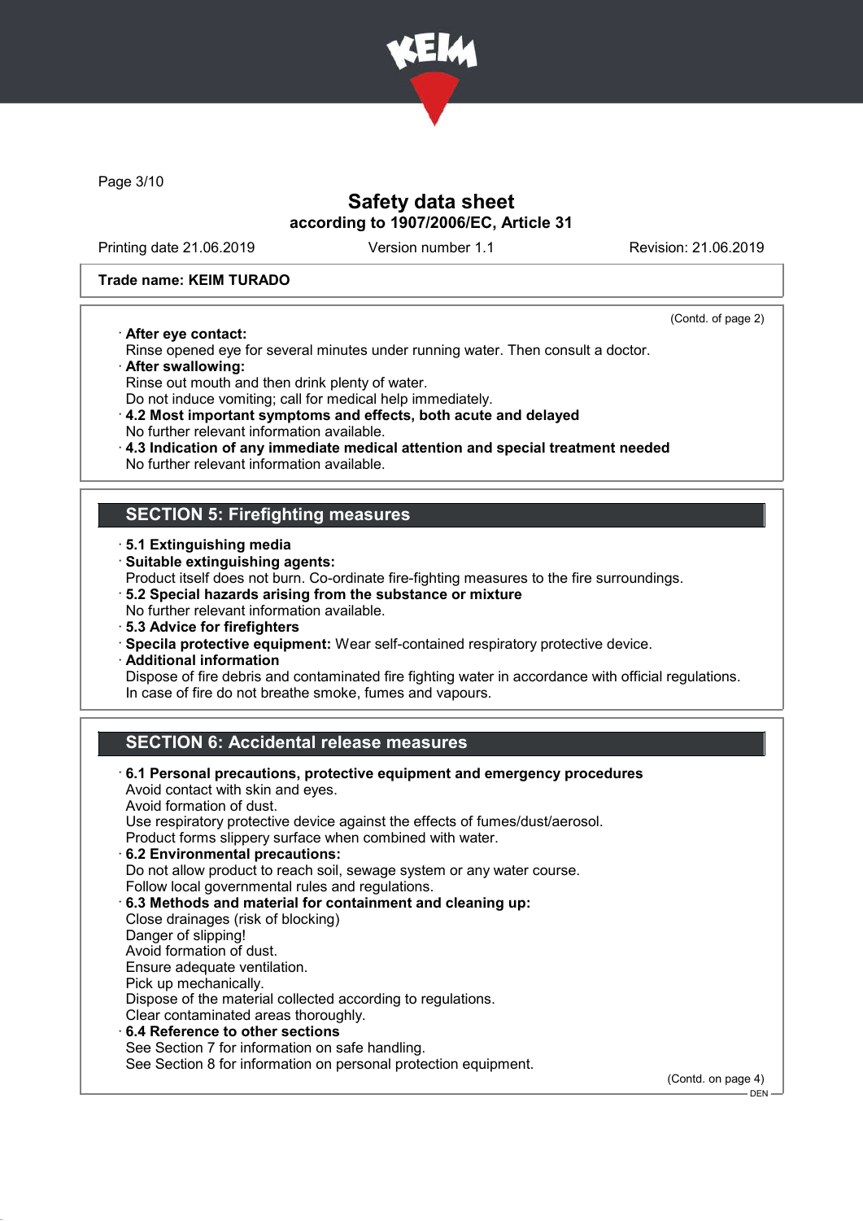**Trade name: KEIM TURADO**

(Contd. of page 2)

· **After eye contact:**
Rinse opened eye for several minutes under running water. Then consult a doctor.
· **After swallowing:**
Rinse out mouth and then drink plenty of water.
Do not induce vomiting; call for medical help immediately.
· **4.2 Most important symptoms and effects, both acute and delayed**
No further relevant information available.
· **4.3 Indication of any immediate medical attention and special treatment needed**
No further relevant information available.

## SECTION 5: Firefighting measures

· **5.1 Extinguishing media**
· **Suitable extinguishing agents:**
Product itself does not burn. Co-ordinate fire-fighting measures to the fire surroundings.
· **5.2 Special hazards arising from the substance or mixture**
No further relevant information available.
· **5.3 Advice for firefighters**
· **Specila protective equipment:** Wear self-contained respiratory protective device.
· **Additional information**
Dispose of fire debris and contaminated fire fighting water in accordance with official regulations.
In case of fire do not breathe smoke, fumes and vapours.

## SECTION 6: Accidental release measures

· **6.1 Personal precautions, protective equipment and emergency procedures**
Avoid contact with skin and eyes.
Avoid formation of dust.
Use respiratory protective device against the effects of fumes/dust/aerosol.
Product forms slippery surface when combined with water.
· **6.2 Environmental precautions:**
Do not allow product to reach soil, sewage system or any water course.
Follow local governmental rules and regulations.
· **6.3 Methods and material for containment and cleaning up:**
Close drainages (risk of blocking)
Danger of slipping!
Avoid formation of dust.
Ensure adequate ventilation.
Pick up mechanically.
Dispose of the material collected according to regulations.
Clear contaminated areas thoroughly.
· **6.4 Reference to other sections**
See Section 7 for information on safe handling.
See Section 8 for information on personal protection equipment.

(Contd. on page 4)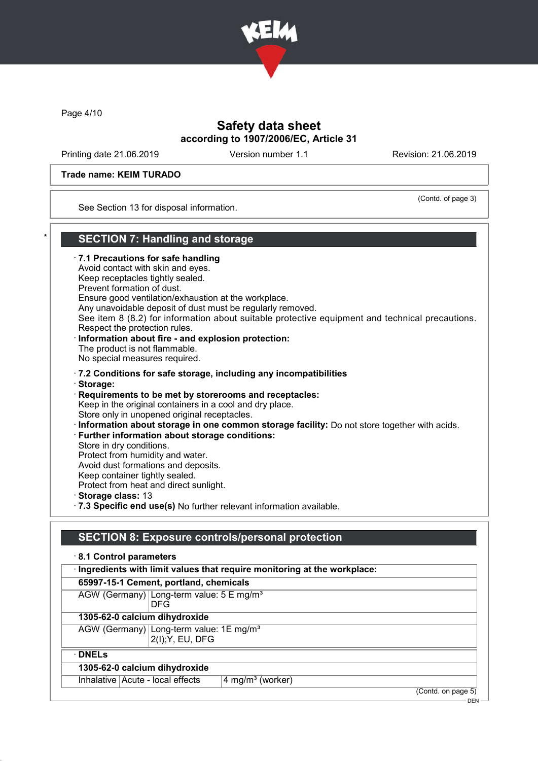Trade name: KEIM TURADO

(Contd. of page 3)

See Section 13 for disposal information.

## SECTION 7: Handling and storage

· **7.1 Precautions for safe handling**
Avoid contact with skin and eyes.
Keep receptacles tightly sealed.
Prevent formation of dust.
Ensure good ventilation/exhaustion at the workplace.
Any unavoidable deposit of dust must be regularly removed.
See item 8 (8.2) for information about suitable protective equipment and technical precautions.
Respect the protection rules.

· **Information about fire - and explosion protection:**
The product is not flammable.
No special measures required.

· **7.2 Conditions for safe storage, including any incompatibilities**
· **Storage:**
· **Requirements to be met by storerooms and receptacles:**
Keep in the original containers in a cool and dry place.
Store only in unopened original receptacles.
· **Information about storage in one common storage facility:** Do not store together with acids.
· **Further information about storage conditions:**
Store in dry conditions.
Protect from humidity and water.
Avoid dust formations and deposits.
Keep container tightly sealed.
Protect from heat and direct sunlight.
· **Storage class:** 13
· **7.3 Specific end use(s)** No further relevant information available.

## SECTION 8: Exposure controls/personal protection

· **8.1 Control parameters**

| · **Ingredients with limit values that require monitoring at the workplace:** | |
|---|---|
| **65997-15-1 Cement, portland, chemicals** | |
| AGW (Germany) | Long-term value: 5 E mg/m³<br>DFG |
| **1305-62-0 calcium dihydroxide** | |
| AGW (Germany) | Long-term value: 1E mg/m³<br>2(I);Y, EU, DFG |

| · **DNELs** | | |
|---|---|---|
| **1305-62-0 calcium dihydroxide** | | |
| Inhalative | Acute - local effects | 4 mg/m³ (worker) |

(Contd. on page 5)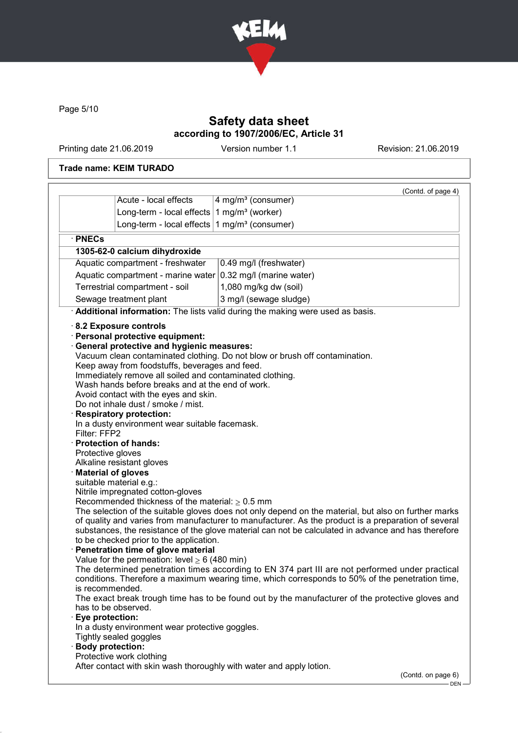Safety data sheet
according to 1907/2006/EC, Article 31

Printing date 21.06.2019 | Version number 1.1 | Revision: 21.06.2019

**Trade name: KEIM TURADO**

(Contd. of page 4)

| | | |
|---|---|---|
| | Acute - local effects | 4 mg/m³ (consumer) |
| | Long-term - local effects | 1 mg/m³ (worker) |
| | Long-term - local effects | 1 mg/m³ (consumer) |

· **PNECs**

| **1305-62-0 calcium dihydroxide** | |
|---|---|
| Aquatic compartment - freshwater | 0.49 mg/l (freshwater) |
| Aquatic compartment - marine water | 0.32 mg/l (marine water) |
| Terrestrial compartment - soil | 1,080 mg/kg dw (soil) |
| Sewage treatment plant | 3 mg/l (sewage sludge) |

· **Additional information:** The lists valid during the making were used as basis.

· **8.2 Exposure controls**
· **Personal protective equipment:**
· **General protective and hygienic measures:**
Vacuum clean contaminated clothing. Do not blow or brush off contamination.
Keep away from foodstuffs, beverages and feed.
Immediately remove all soiled and contaminated clothing.
Wash hands before breaks and at the end of work.
Avoid contact with the eyes and skin.
Do not inhale dust / smoke / mist.
· **Respiratory protection:**
In a dusty environment wear suitable facemask.
Filter: FFP2
· **Protection of hands:**
Protective gloves
Alkaline resistant gloves
· **Material of gloves**
suitable material e.g.:
Nitrile impregnated cotton-gloves
Recommended thickness of the material: ≥ 0.5 mm
The selection of the suitable gloves does not only depend on the material, but also on further marks of quality and varies from manufacturer to manufacturer. As the product is a preparation of several substances, the resistance of the glove material can not be calculated in advance and has therefore to be checked prior to the application.
· **Penetration time of glove material**
Value for the permeation: level ≥ 6 (480 min)
The determined penetration times according to EN 374 part III are not performed under practical conditions. Therefore a maximum wearing time, which corresponds to 50% of the penetration time, is recommended.
The exact break trough time has to be found out by the manufacturer of the protective gloves and has to be observed.
· **Eye protection:**
In a dusty environment wear protective goggles.
Tightly sealed goggles
· **Body protection:**
Protective work clothing
After contact with skin wash thoroughly with water and apply lotion.

(Contd. on page 6)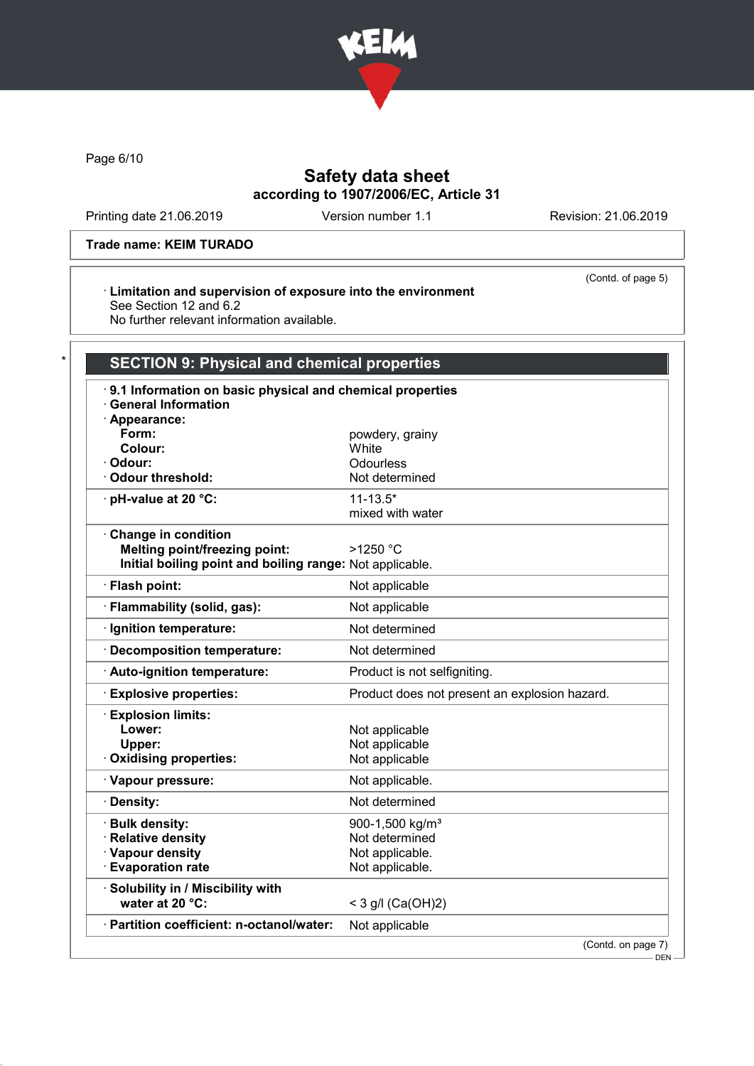Trade name: KEIM TURADO

(Contd. of page 5)

· **Limitation and supervision of exposure into the environment**
See Section 12 and 6.2
No further relevant information available.

## SECTION 9: Physical and chemical properties

· **9.1 Information on basic physical and chemical properties**
· **General Information**

| Property | Value |
|---|---|
| · **Appearance:** | |
| **Form:** | powdery, grainy |
| **Colour:** | White |
| · **Odour:** | Odourless |
| · **Odour threshold:** | Not determined |
| · **pH-value at 20 °C:** | 11-13.5* mixed with water |
| · **Change in condition** | |
| **Melting point/freezing point:** | >1250 °C |
| **Initial boiling point and boiling range:** | Not applicable. |
| · **Flash point:** | Not applicable |
| · **Flammability (solid, gas):** | Not applicable |
| · **Ignition temperature:** | Not determined |
| · **Decomposition temperature:** | Not determined |
| · **Auto-ignition temperature:** | Product is not selfigniting. |
| · **Explosive properties:** | Product does not present an explosion hazard. |
| · **Explosion limits:** | |
| **Lower:** | Not applicable |
| **Upper:** | Not applicable |
| · **Oxidising properties:** | Not applicable |
| · **Vapour pressure:** | Not applicable. |
| · **Density:** | Not determined |
| · **Bulk density:** | 900-1,500 kg/m³ |
| · **Relative density** | Not determined |
| · **Vapour density** | Not applicable. |
| · **Evaporation rate** | Not applicable. |
| · **Solubility in / Miscibility with water at 20 °C:** | < 3 g/l ($Ca(OH)_2$) |
| · **Partition coefficient: n-octanol/water:** | Not applicable |

(Contd. on page 7)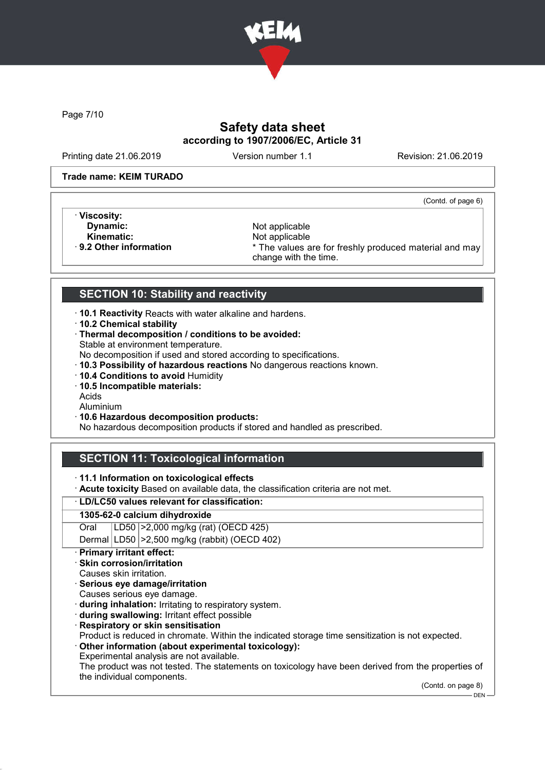Safety data sheet
according to 1907/2006/EC, Article 31

Printing date 21.06.2019 Version number 1.1 Revision: 21.06.2019

**Trade name: KEIM TURADO**

(Contd. of page 6)

· **Viscosity:**
  **Dynamic:** Not applicable
  **Kinematic:** Not applicable
· **9.2 Other information** * The values are for freshly produced material and may change with the time.

## SECTION 10: Stability and reactivity

· **10.1 Reactivity** Reacts with water alkaline and hardens.
· **10.2 Chemical stability**
· **Thermal decomposition / conditions to be avoided:**
Stable at environment temperature.
No decomposition if used and stored according to specifications.
· **10.3 Possibility of hazardous reactions** No dangerous reactions known.
· **10.4 Conditions to avoid** Humidity
· **10.5 Incompatible materials:**
Acids
Aluminium
· **10.6 Hazardous decomposition products:**
No hazardous decomposition products if stored and handled as prescribed.

## SECTION 11: Toxicological information

· **11.1 Information on toxicological effects**
· **Acute toxicity** Based on available data, the classification criteria are not met.

| · LD/LC50 values relevant for classification: | | |
|---|---|---|
| **1305-62-0 calcium dihydroxide** | | |
| Oral | LD50 | >2,000 mg/kg (rat) (OECD 425) |
| Dermal | LD50 | >2,500 mg/kg (rabbit) (OECD 402) |

· **Primary irritant effect:**
· **Skin corrosion/irritation**
Causes skin irritation.
· **Serious eye damage/irritation**
Causes serious eye damage.
· **during inhalation:** Irritating to respiratory system.
· **during swallowing:** Irritant effect possible
· **Respiratory or skin sensitisation**
Product is reduced in chromate. Within the indicated storage time sensitization is not expected.
· **Other information (about experimental toxicology):**
Experimental analysis are not available.
The product was not tested. The statements on toxicology have been derived from the properties of the individual components.

(Contd. on page 8)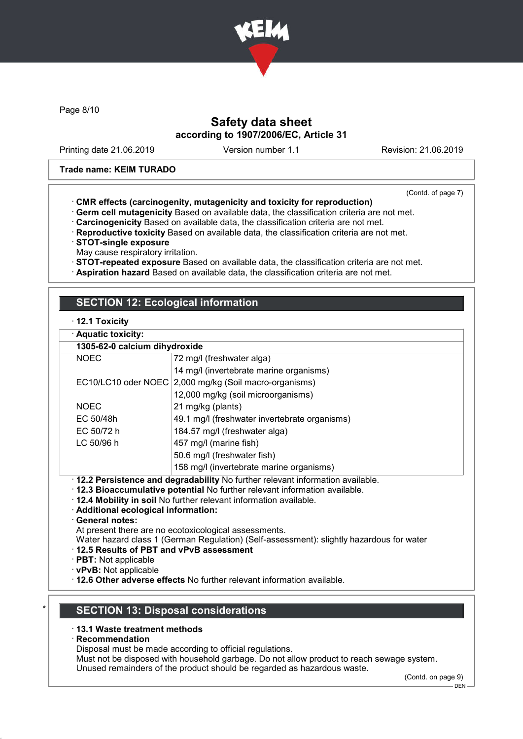Safety data sheet
according to 1907/2006/EC, Article 31

Printing date 21.06.2019 Version number 1.1 Revision: 21.06.2019

**Trade name: KEIM TURADO**

(Contd. of page 7)

· **CMR effects (carcinogenity, mutagenicity and toxicity for reproduction)**
· **Germ cell mutagenicity** Based on available data, the classification criteria are not met.
· **Carcinogenicity** Based on available data, the classification criteria are not met.
· **Reproductive toxicity** Based on available data, the classification criteria are not met.
· **STOT-single exposure**
May cause respiratory irritation.
· **STOT-repeated exposure** Based on available data, the classification criteria are not met.
· **Aspiration hazard** Based on available data, the classification criteria are not met.

## SECTION 12: Ecological information

· **12.1 Toxicity**

· **Aquatic toxicity:**

| **1305-62-0 calcium dihydroxide** | |
|---|---|
| NOEC | 72 mg/l (freshwater alga) |
| | 14 mg/l (invertebrate marine organisms) |
| EC10/LC10 oder NOEC | 2,000 mg/kg (Soil macro-organisms) |
| | 12,000 mg/kg (soil microorganisms) |
| NOEC | 21 mg/kg (plants) |
| EC 50/48h | 49.1 mg/l (freshwater invertebrate organisms) |
| EC 50/72 h | 184.57 mg/l (freshwater alga) |
| LC 50/96 h | 457 mg/l (marine fish) |
| | 50.6 mg/l (freshwater fish) |
| | 158 mg/l (invertebrate marine organisms) |

· **12.2 Persistence and degradability** No further relevant information available.
· **12.3 Bioaccumulative potential** No further relevant information available.
· **12.4 Mobility in soil** No further relevant information available.
· **Additional ecological information:**
· **General notes:**
At present there are no ecotoxicological assessments.
Water hazard class 1 (German Regulation) (Self-assessment): slightly hazardous for water
· **12.5 Results of PBT and vPvB assessment**
· **PBT:** Not applicable
· **vPvB:** Not applicable
· **12.6 Other adverse effects** No further relevant information available.

## * SECTION 13: Disposal considerations

· **13.1 Waste treatment methods**
· **Recommendation**
Disposal must be made according to official regulations.
Must not be disposed with household garbage. Do not allow product to reach sewage system.
Unused remainders of the product should be regarded as hazardous waste.

(Contd. on page 9)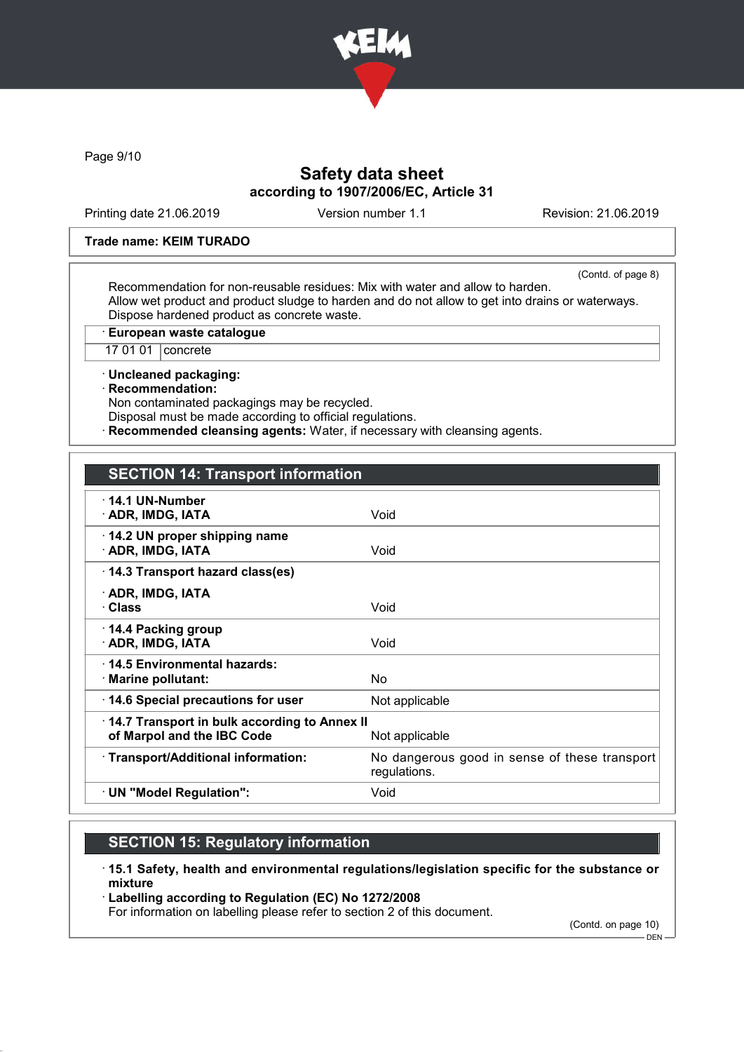Trade name: KEIM TURADO

(Contd. of page 8)

Recommendation for non-reusable residues: Mix with water and allow to harden.
Allow wet product and product sludge to harden and do not allow to get into drains or waterways.
Dispose hardened product as concrete waste.

· **European waste catalogue**

| 17 01 01 | concrete |
|---|---|

· **Uncleaned packaging:**
· **Recommendation:**
Non contaminated packagings may be recycled.
Disposal must be made according to official regulations.
· **Recommended cleansing agents:** Water, if necessary with cleansing agents.

## SECTION 14: Transport information

| | |
|---|---|
| · **14.1 UN-Number** · **ADR, IMDG, IATA** | Void |
| · **14.2 UN proper shipping name** · **ADR, IMDG, IATA** | Void |
| · **14.3 Transport hazard class(es)** · **ADR, IMDG, IATA** · **Class** | Void |
| · **14.4 Packing group** · **ADR, IMDG, IATA** | Void |
| · **14.5 Environmental hazards:** · **Marine pollutant:** | No |
| · **14.6 Special precautions for user** | Not applicable |
| · **14.7 Transport in bulk according to Annex II of Marpol and the IBC Code** | Not applicable |
| · **Transport/Additional information:** | No dangerous good in sense of these transport regulations. |
| · **UN "Model Regulation":** | Void |

## SECTION 15: Regulatory information

· **15.1 Safety, health and environmental regulations/legislation specific for the substance or mixture**
· **Labelling according to Regulation (EC) No 1272/2008**
For information on labelling please refer to section 2 of this document.

(Contd. on page 10)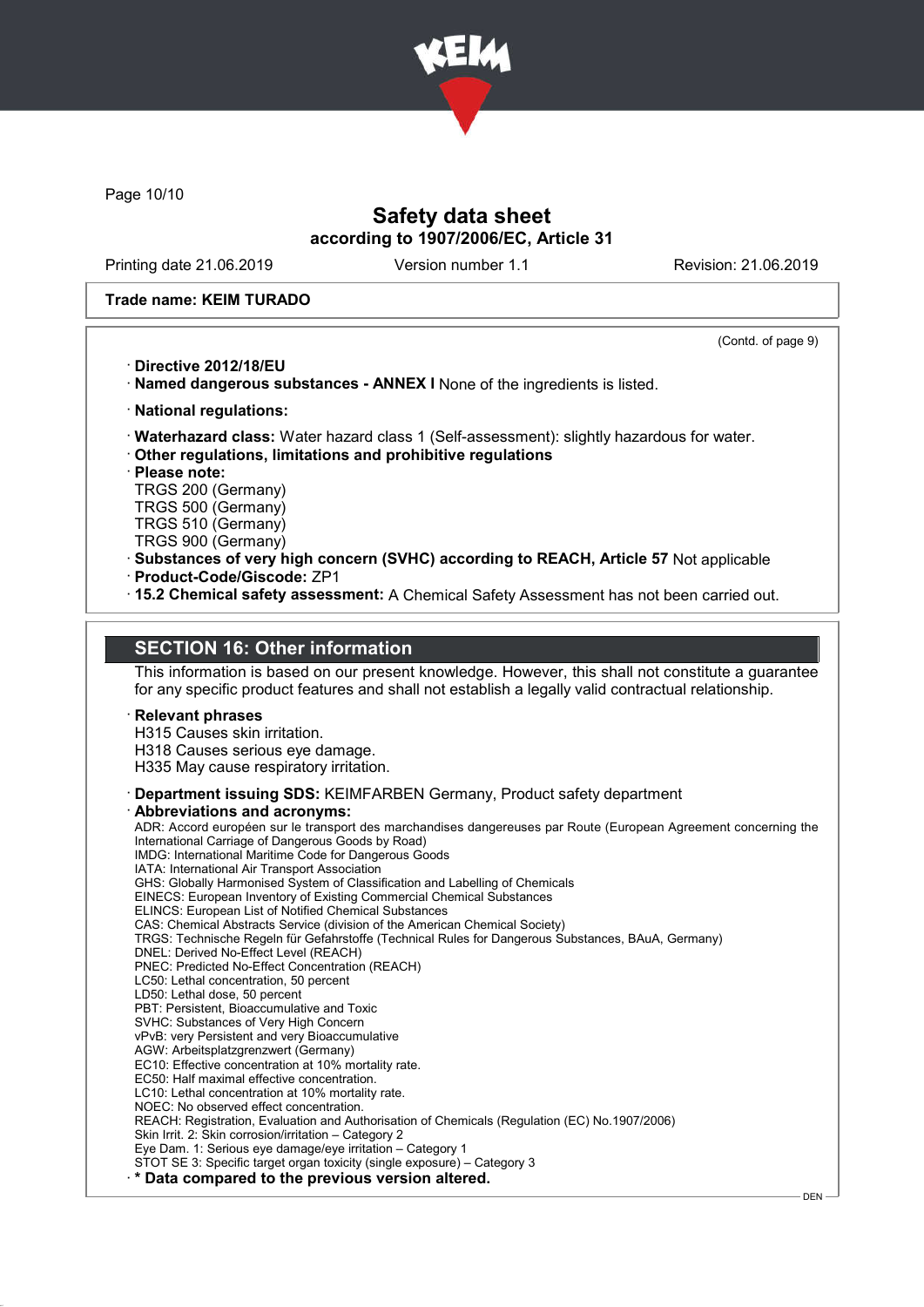Trade name: KEIM TURADO

(Contd. of page 9)

· **Directive 2012/18/EU**
· **Named dangerous substances - ANNEX I** None of the ingredients is listed.

· **National regulations:**

· **Waterhazard class:** Water hazard class 1 (Self-assessment): slightly hazardous for water.
· **Other regulations, limitations and prohibitive regulations**
· **Please note:**
TRGS 200 (Germany)
TRGS 500 (Germany)
TRGS 510 (Germany)
TRGS 900 (Germany)
· **Substances of very high concern (SVHC) according to REACH, Article 57** Not applicable
· **Product-Code/Giscode:** ZP1
· **15.2 Chemical safety assessment:** A Chemical Safety Assessment has not been carried out.

## SECTION 16: Other information

This information is based on our present knowledge. However, this shall not constitute a guarantee for any specific product features and shall not establish a legally valid contractual relationship.

· **Relevant phrases**
H315 Causes skin irritation.
H318 Causes serious eye damage.
H335 May cause respiratory irritation.

· **Department issuing SDS:** KEIMFARBEN Germany, Product safety department
· **Abbreviations and acronyms:**
ADR: Accord européen sur le transport des marchandises dangereuses par Route (European Agreement concerning the International Carriage of Dangerous Goods by Road)
IMDG: International Maritime Code for Dangerous Goods
IATA: International Air Transport Association
GHS: Globally Harmonised System of Classification and Labelling of Chemicals
EINECS: European Inventory of Existing Commercial Chemical Substances
ELINCS: European List of Notified Chemical Substances
CAS: Chemical Abstracts Service (division of the American Chemical Society)
TRGS: Technische Regeln für Gefahrstoffe (Technical Rules for Dangerous Substances, BAuA, Germany)
DNEL: Derived No-Effect Level (REACH)
PNEC: Predicted No-Effect Concentration (REACH)
LC50: Lethal concentration, 50 percent
LD50: Lethal dose, 50 percent
PBT: Persistent, Bioaccumulative and Toxic
SVHC: Substances of Very High Concern
vPvB: very Persistent and very Bioaccumulative
AGW: Arbeitsplatzgrenzwert (Germany)
EC10: Effective concentration at 10% mortality rate.
EC50: Half maximal effective concentration.
LC10: Lethal concentration at 10% mortality rate.
NOEC: No observed effect concentration.
REACH: Registration, Evaluation and Authorisation of Chemicals (Regulation (EC) No.1907/2006)
Skin Irrit. 2: Skin corrosion/irritation – Category 2
Eye Dam. 1: Serious eye damage/eye irritation – Category 1
STOT SE 3: Specific target organ toxicity (single exposure) – Category 3
· **\* Data compared to the previous version altered.**